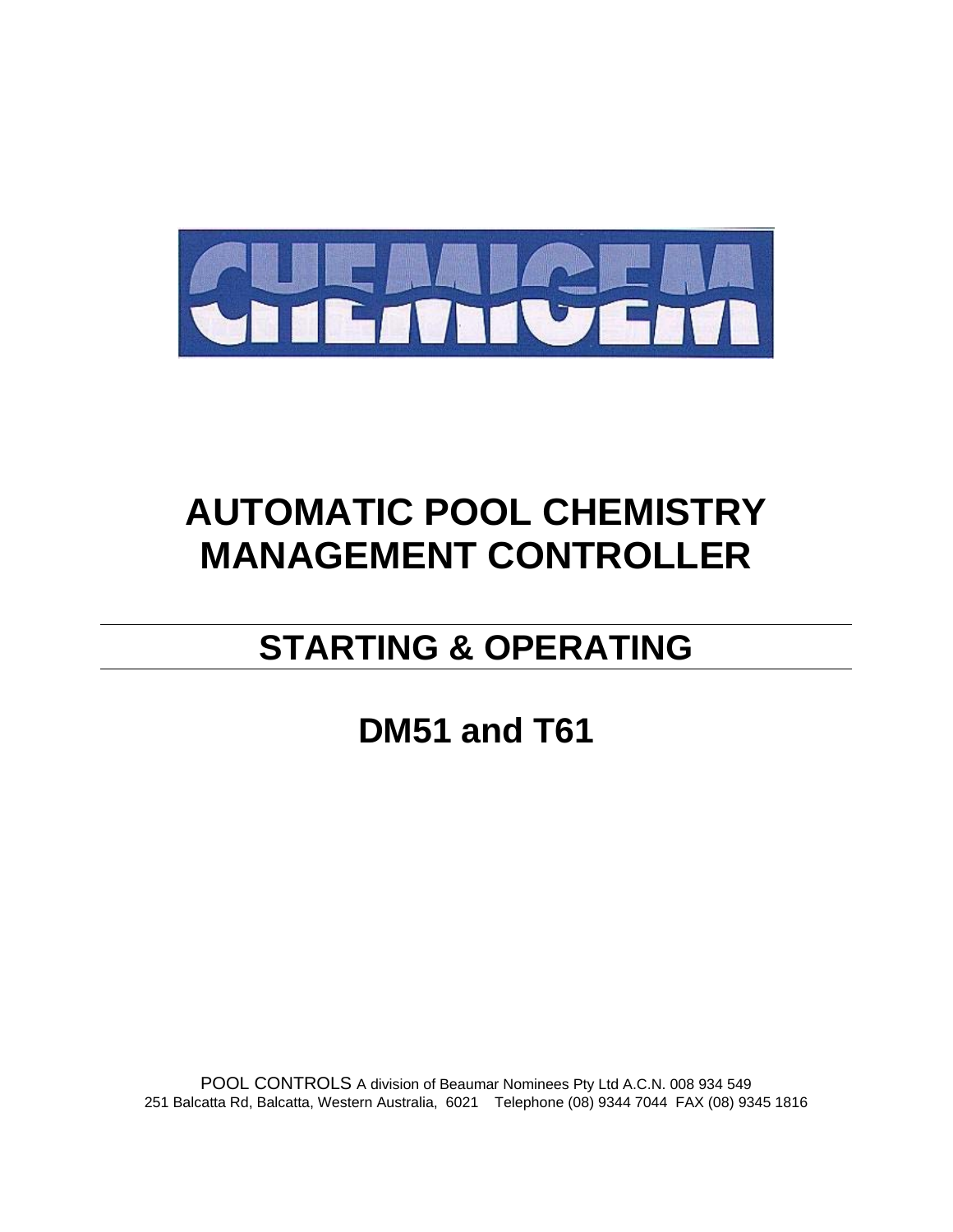# CHEMIGEM

# AUTOMATIC POOL CHEMISTRY MANAGEMENT CONTROLLER

## STARTING & OPERATING

## DM51 and T61

POOL CONTROLS A division of Beaumar Nominees Pty Ltd A.C.N. 008 934 549
251 Balcatta Rd, Balcatta, Western Australia, 6021 Telephone (08) 9344 7044 FAX (08) 9345 1816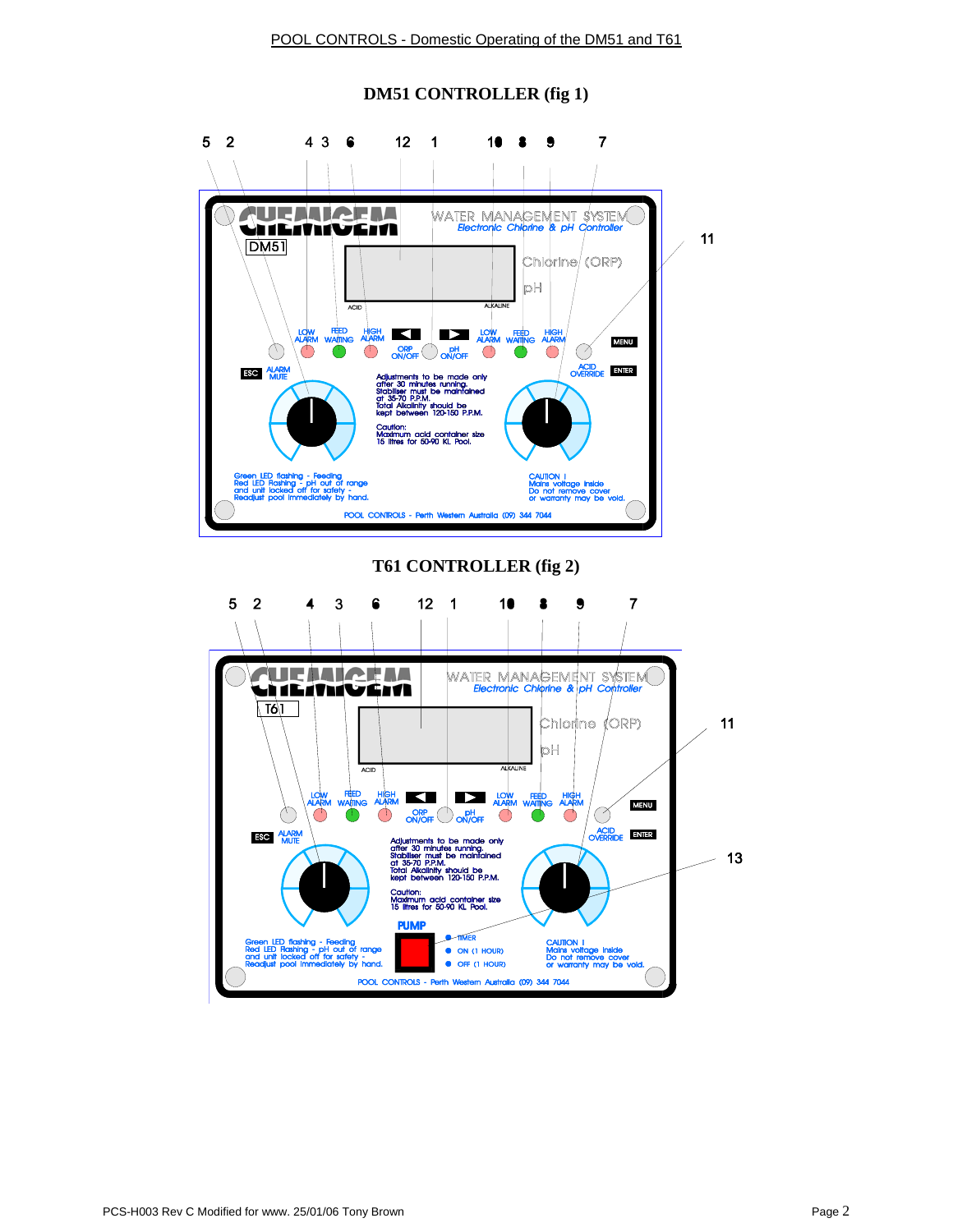# DM51 CONTROLLER (fig 1)

5 2 4 3 6 12 1 10 8 9 7

11

CHEMICEM

DM51

WATER MANAGEMENT SYSTEM
Electronic Chlorine & pH Controller

Chlorine (ORP)

pH

ACID ALKALINE

LOW ALARM FEED WAITING HIGH ALARM ORP ON/OFF pH ON/OFF LOW ALARM FEED WAITING HIGH ALARM

MENU

ESC ALARM MUTE

ACID OVERRIDE ENTER

Adjustments to be made only after 30 minutes running. Stabiliser must be maintained at 35-70 P.P.M. Total Alkalinity should be kept between 120-150 P.P.M.

Caution: Maximum acid container size 15 litres for 50-90 KL Pool.

Green LED flashing - Feeding
Red LED flashing - pH out of range and unit locked off for safety - Readjust pool immediately by hand.

CAUTION ! Mains voltage inside Do not remove cover or warranty may be void.

POOL CONTROLS - Perth Western Australia (09) 344 7044

# T61 CONTROLLER (fig 2)

5 2 4 3 6 12 1 10 8 9 7

11

13

CHEMICEM

T61

WATER MANAGEMENT SYSTEM
Electronic Chlorine & pH Controller

Chlorine (ORP)

pH

ACID ALKALINE

LOW ALARM FEED WAITING HIGH ALARM ORP ON/OFF pH ON/OFF LOW ALARM FEED WAITING HIGH ALARM

MENU

ESC ALARM MUTE

ACID OVERRIDE ENTER

Adjustments to be made only after 30 minutes running. Stabiliser must be maintained at 35-70 P.P.M. Total Alkalinity should be kept between 120-150 P.P.M.

Caution: Maximum acid container size 15 litres for 50-90 KL Pool.

PUMP

TIMER
ON (1 HOUR)
OFF (1 HOUR)

Green LED flashing - Feeding
Red LED flashing - pH out of range and unit locked off for safety - Readjust pool immediately by hand.

CAUTION ! Mains voltage inside Do not remove cover or warranty may be void.

POOL CONTROLS - Perth Western Australia (09) 344 7044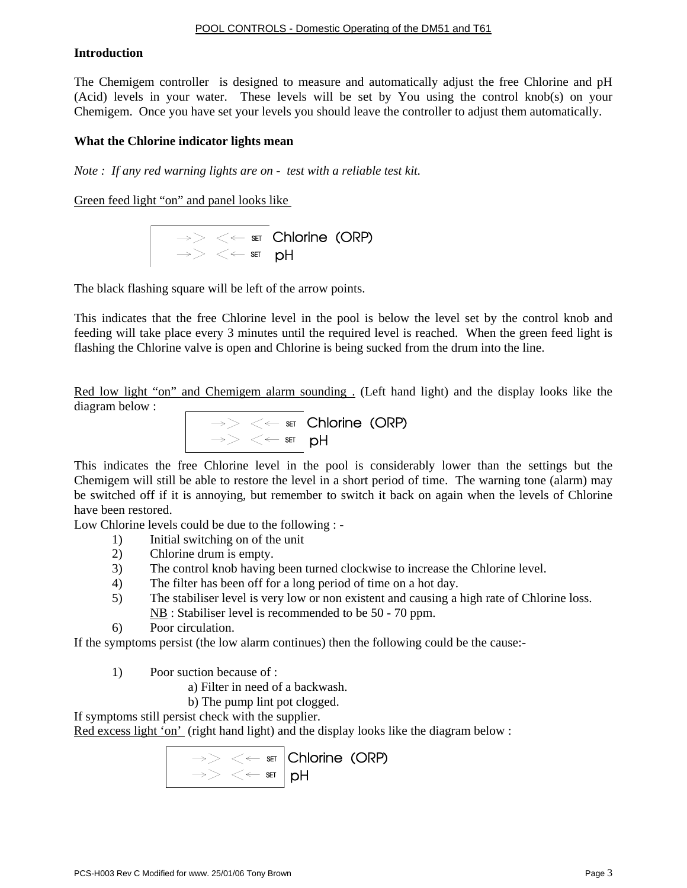## Introduction

The Chemigem controller is designed to measure and automatically adjust the free Chlorine and pH (Acid) levels in your water. These levels will be set by You using the control knob(s) on your Chemigem. Once you have set your levels you should leave the controller to adjust them automatically.

## What the Chlorine indicator lights mean

*Note : If any red warning lights are on - test with a reliable test kit.*

Green feed light "on" and panel looks like

```
→>  <←  SET  Chlorine (ORP)
→>  <←  SET  pH
```

The black flashing square will be left of the arrow points.

This indicates that the free Chlorine level in the pool is below the level set by the control knob and feeding will take place every 3 minutes until the required level is reached. When the green feed light is flashing the Chlorine valve is open and Chlorine is being sucked from the drum into the line.

Red low light "on" and Chemigem alarm sounding . (Left hand light) and the display looks like the diagram below :

```
→>  <←  SET  Chlorine (ORP)
→>  <←  SET  pH
```

This indicates the free Chlorine level in the pool is considerably lower than the settings but the Chemigem will still be able to restore the level in a short period of time. The warning tone (alarm) may be switched off if it is annoying, but remember to switch it back on again when the levels of Chlorine have been restored.

Low Chlorine levels could be due to the following : -

1) Initial switching on of the unit
2) Chlorine drum is empty.
3) The control knob having been turned clockwise to increase the Chlorine level.
4) The filter has been off for a long period of time on a hot day.
5) The stabiliser level is very low or non existent and causing a high rate of Chlorine loss.
   NB : Stabiliser level is recommended to be 50 - 70 ppm.
6) Poor circulation.

If the symptoms persist (the low alarm continues) then the following could be the cause:-

1) Poor suction because of :
   a) Filter in need of a backwash.
   b) The pump lint pot clogged.

If symptoms still persist check with the supplier.

Red excess light 'on' (right hand light) and the display looks like the diagram below :

```
→>  <←  SET  Chlorine (ORP)
→>  <←  SET  pH
```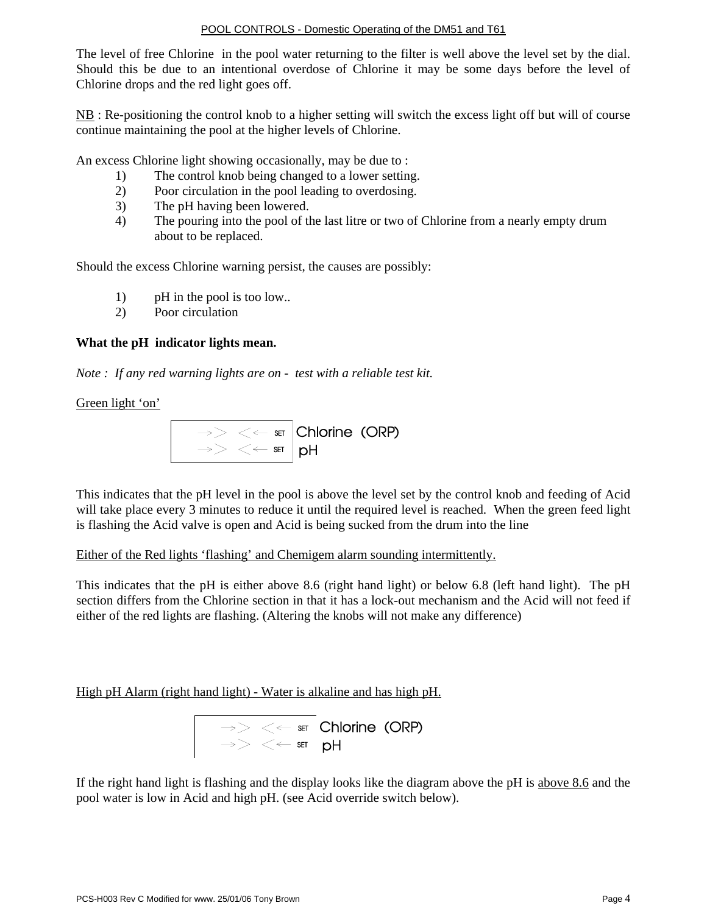The level of free Chlorine in the pool water returning to the filter is well above the level set by the dial. Should this be due to an intentional overdose of Chlorine it may be some days before the level of Chlorine drops and the red light goes off.

NB : Re-positioning the control knob to a higher setting will switch the excess light off but will of course continue maintaining the pool at the higher levels of Chlorine.

An excess Chlorine light showing occasionally, may be due to :

1) The control knob being changed to a lower setting.
2) Poor circulation in the pool leading to overdosing.
3) The pH having been lowered.
4) The pouring into the pool of the last litre or two of Chlorine from a nearly empty drum about to be replaced.

Should the excess Chlorine warning persist, the causes are possibly:

1) pH in the pool is too low..
2) Poor circulation

**What the pH indicator lights mean.**

*Note : If any red warning lights are on - test with a reliable test kit.*

Green light 'on'

```
 ->>  <<-  SET  Chlorine (ORP)
 ->>  <<-  SET  pH
```

This indicates that the pH level in the pool is above the level set by the control knob and feeding of Acid will take place every 3 minutes to reduce it until the required level is reached. When the green feed light is flashing the Acid valve is open and Acid is being sucked from the drum into the line

Either of the Red lights 'flashing' and Chemigem alarm sounding intermittently.

This indicates that the pH is either above 8.6 (right hand light) or below 6.8 (left hand light). The pH section differs from the Chlorine section in that it has a lock-out mechanism and the Acid will not feed if either of the red lights are flashing. (Altering the knobs will not make any difference)

High pH Alarm (right hand light) - Water is alkaline and has high pH.

```
 ->>  <<-  SET  Chlorine (ORP)
 ->>  <<-  SET  pH
```

If the right hand light is flashing and the display looks like the diagram above the pH is above 8.6 and the pool water is low in Acid and high pH. (see Acid override switch below).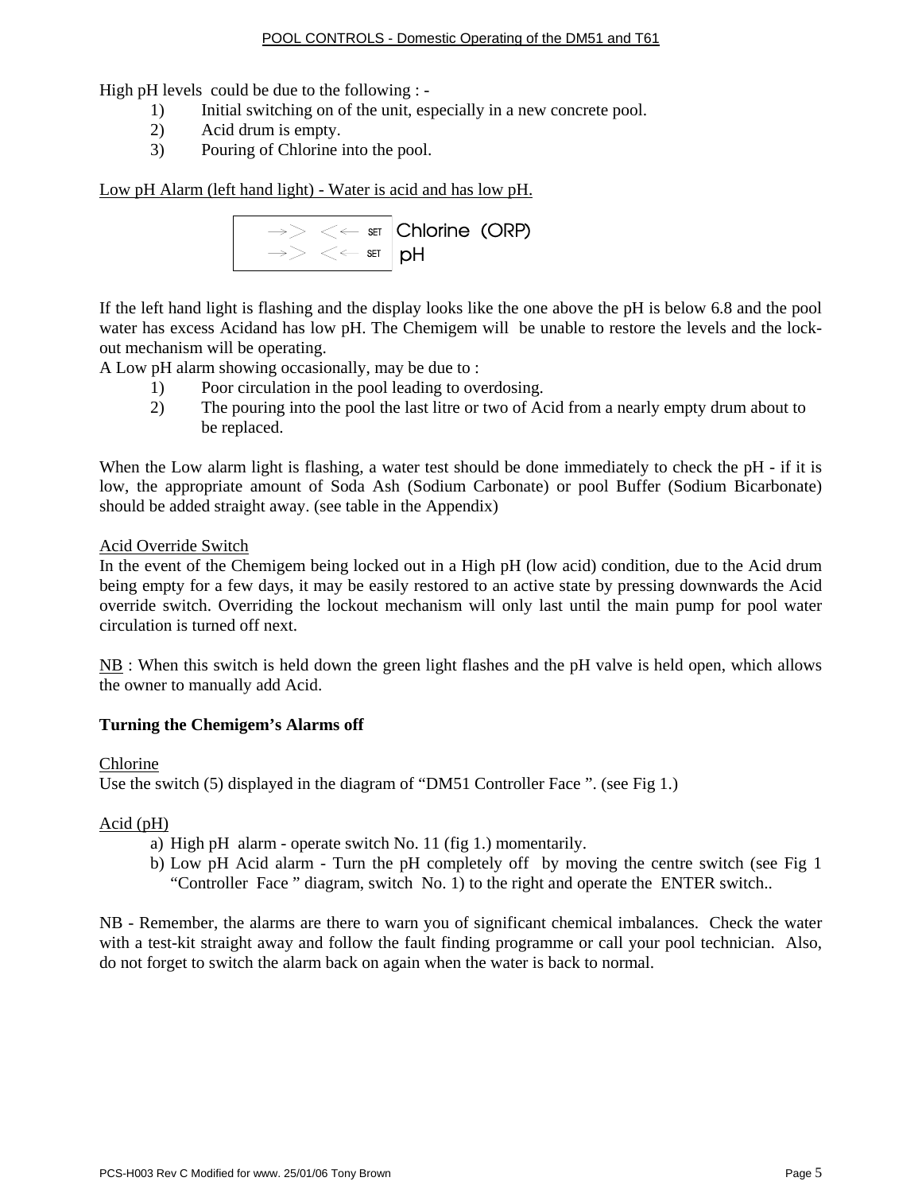High pH levels could be due to the following : -

1) Initial switching on of the unit, especially in a new concrete pool.
2) Acid drum is empty.
3) Pouring of Chlorine into the pool.

<u>Low pH Alarm (left hand light) - Water is acid and has low pH.</u>

| | |
|---|---|
| →> <← SET | Chlorine (ORP) |
| →> <← SET | pH |

If the left hand light is flashing and the display looks like the one above the pH is below 6.8 and the pool water has excess Acidand has low pH. The Chemigem will be unable to restore the levels and the lock-out mechanism will be operating.

A Low pH alarm showing occasionally, may be due to :

1) Poor circulation in the pool leading to overdosing.
2) The pouring into the pool the last litre or two of Acid from a nearly empty drum about to be replaced.

When the Low alarm light is flashing, a water test should be done immediately to check the pH - if it is low, the appropriate amount of Soda Ash (Sodium Carbonate) or pool Buffer (Sodium Bicarbonate) should be added straight away. (see table in the Appendix)

<u>Acid Override Switch</u>

In the event of the Chemigem being locked out in a High pH (low acid) condition, due to the Acid drum being empty for a few days, it may be easily restored to an active state by pressing downwards the Acid override switch. Overriding the lockout mechanism will only last until the main pump for pool water circulation is turned off next.

<u>NB</u> : When this switch is held down the green light flashes and the pH valve is held open, which allows the owner to manually add Acid.

**Turning the Chemigem's Alarms off**

<u>Chlorine</u>

Use the switch (5) displayed in the diagram of "DM51 Controller Face ". (see Fig 1.)

<u>Acid (pH)</u>

a) High pH alarm - operate switch No. 11 (fig 1.) momentarily.
b) Low pH Acid alarm - Turn the pH completely off by moving the centre switch (see Fig 1 "Controller Face " diagram, switch No. 1) to the right and operate the ENTER switch..

NB - Remember, the alarms are there to warn you of significant chemical imbalances. Check the water with a test-kit straight away and follow the fault finding programme or call your pool technician. Also, do not forget to switch the alarm back on again when the water is back to normal.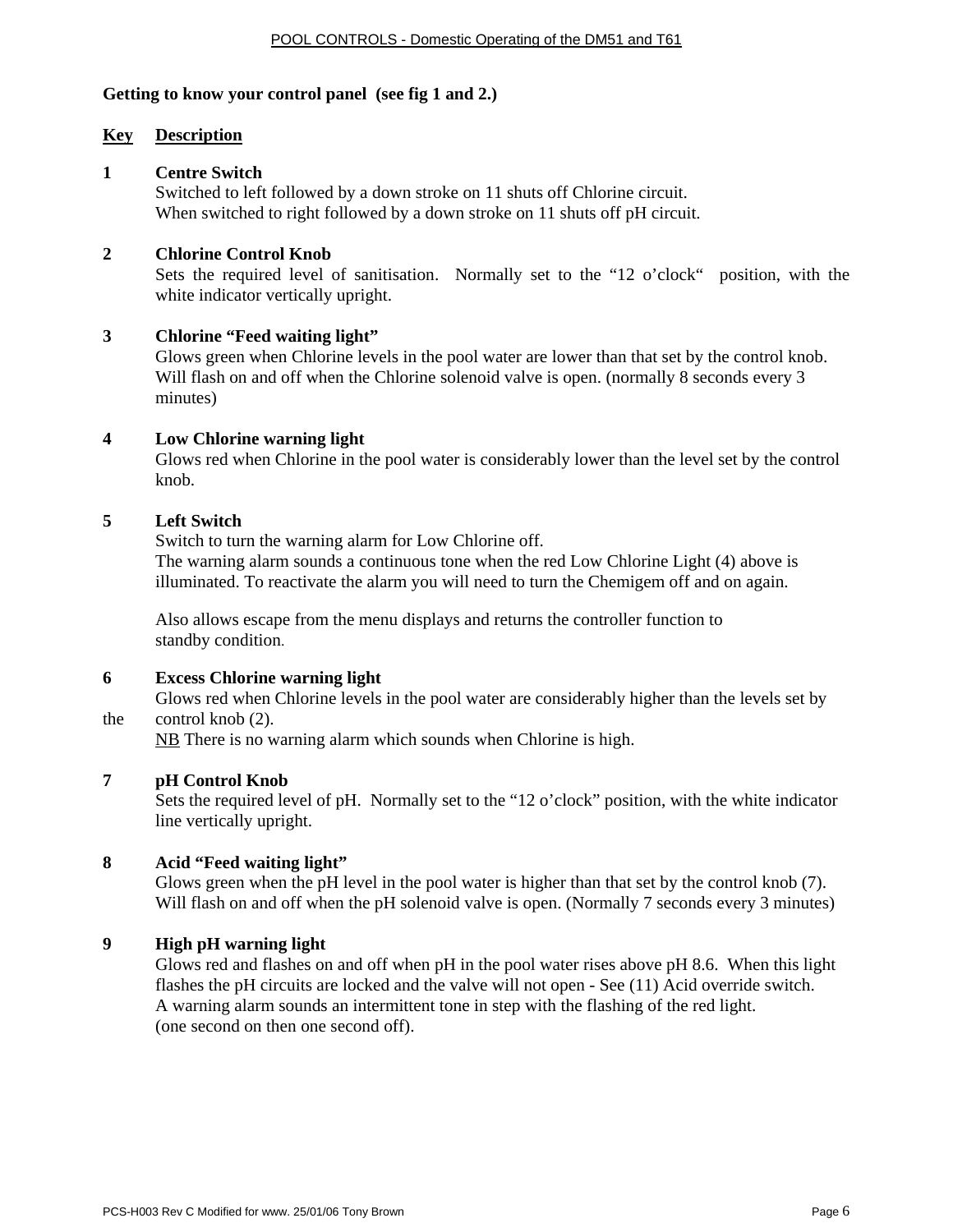**Getting to know your control panel (see fig 1 and 2.)**

**Key Description**

**1 Centre Switch**

Switched to left followed by a down stroke on 11 shuts off Chlorine circuit.
When switched to right followed by a down stroke on 11 shuts off pH circuit.

**2 Chlorine Control Knob**

Sets the required level of sanitisation. Normally set to the "12 o'clock" position, with the white indicator vertically upright.

**3 Chlorine "Feed waiting light"**

Glows green when Chlorine levels in the pool water are lower than that set by the control knob.
Will flash on and off when the Chlorine solenoid valve is open. (normally 8 seconds every 3 minutes)

**4 Low Chlorine warning light**

Glows red when Chlorine in the pool water is considerably lower than the level set by the control knob.

**5 Left Switch**

Switch to turn the warning alarm for Low Chlorine off.
The warning alarm sounds a continuous tone when the red Low Chlorine Light (4) above is illuminated. To reactivate the alarm you will need to turn the Chemigem off and on again.

Also allows escape from the menu displays and returns the controller function to standby condition.

**6 Excess Chlorine warning light**

Glows red when Chlorine levels in the pool water are considerably higher than the levels set by the control knob (2).
NB There is no warning alarm which sounds when Chlorine is high.

**7 pH Control Knob**

Sets the required level of pH. Normally set to the "12 o'clock" position, with the white indicator line vertically upright.

**8 Acid "Feed waiting light"**

Glows green when the pH level in the pool water is higher than that set by the control knob (7).
Will flash on and off when the pH solenoid valve is open. (Normally 7 seconds every 3 minutes)

**9 High pH warning light**

Glows red and flashes on and off when pH in the pool water rises above pH 8.6. When this light flashes the pH circuits are locked and the valve will not open - See (11) Acid override switch.
A warning alarm sounds an intermittent tone in step with the flashing of the red light.
(one second on then one second off).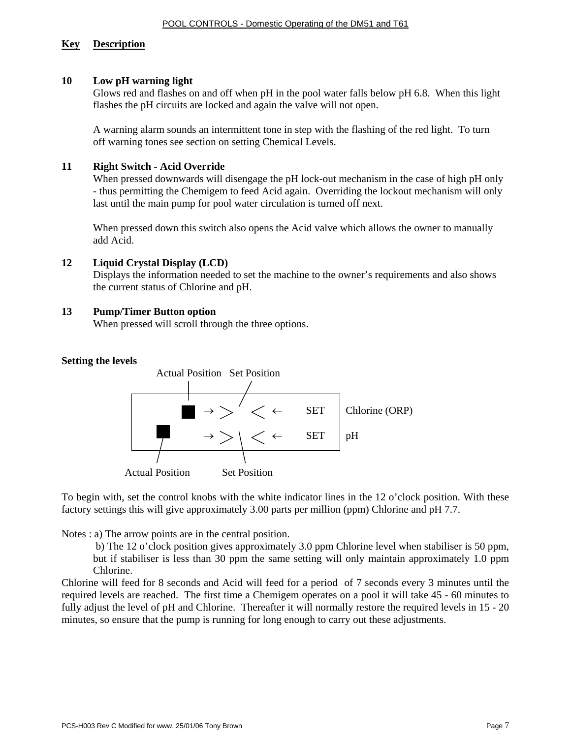**Key Description**

**10 Low pH warning light**

Glows red and flashes on and off when pH in the pool water falls below pH 6.8. When this light flashes the pH circuits are locked and again the valve will not open.

A warning alarm sounds an intermittent tone in step with the flashing of the red light. To turn off warning tones see section on setting Chemical Levels.

**11 Right Switch - Acid Override**

When pressed downwards will disengage the pH lock-out mechanism in the case of high pH only - thus permitting the Chemigem to feed Acid again. Overriding the lockout mechanism will only last until the main pump for pool water circulation is turned off next.

When pressed down this switch also opens the Acid valve which allows the owner to manually add Acid.

**12 Liquid Crystal Display (LCD)**

Displays the information needed to set the machine to the owner's requirements and also shows the current status of Chlorine and pH.

**13 Pump/Timer Button option**

When pressed will scroll through the three options.

**Setting the levels**

Actual Position Set Position

| | | |
|---|---|---|
| ■ → > < ← | SET | Chlorine (ORP) |
| ■ → > < ← | SET | pH |

Actual Position Set Position

To begin with, set the control knobs with the white indicator lines in the 12 o'clock position. With these factory settings this will give approximately 3.00 parts per million (ppm) Chlorine and pH 7.7.

Notes : a) The arrow points are in the central position.

b) The 12 o'clock position gives approximately 3.0 ppm Chlorine level when stabiliser is 50 ppm, but if stabiliser is less than 30 ppm the same setting will only maintain approximately 1.0 ppm Chlorine.

Chlorine will feed for 8 seconds and Acid will feed for a period of 7 seconds every 3 minutes until the required levels are reached. The first time a Chemigem operates on a pool it will take 45 - 60 minutes to fully adjust the level of pH and Chlorine. Thereafter it will normally restore the required levels in 15 - 20 minutes, so ensure that the pump is running for long enough to carry out these adjustments.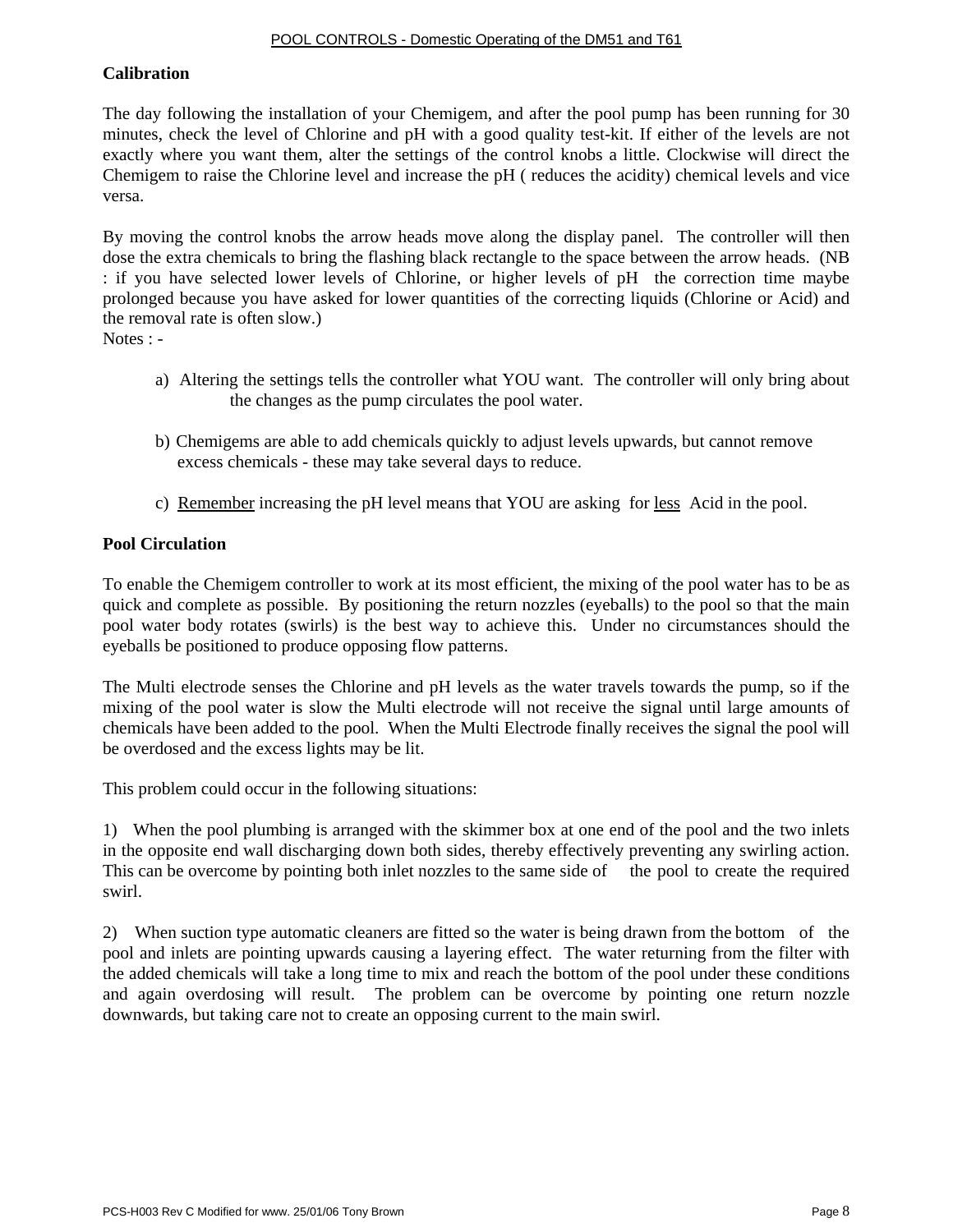**Calibration**

The day following the installation of your Chemigem, and after the pool pump has been running for 30 minutes, check the level of Chlorine and pH with a good quality test-kit. If either of the levels are not exactly where you want them, alter the settings of the control knobs a little. Clockwise will direct the Chemigem to raise the Chlorine level and increase the pH ( reduces the acidity) chemical levels and vice versa.

By moving the control knobs the arrow heads move along the display panel. The controller will then dose the extra chemicals to bring the flashing black rectangle to the space between the arrow heads. (NB : if you have selected lower levels of Chlorine, or higher levels of pH the correction time maybe prolonged because you have asked for lower quantities of the correcting liquids (Chlorine or Acid) and the removal rate is often slow.)

Notes : -

a) Altering the settings tells the controller what YOU want. The controller will only bring about the changes as the pump circulates the pool water.

b) Chemigems are able to add chemicals quickly to adjust levels upwards, but cannot remove excess chemicals - these may take several days to reduce.

c) Remember increasing the pH level means that YOU are asking for less Acid in the pool.

**Pool Circulation**

To enable the Chemigem controller to work at its most efficient, the mixing of the pool water has to be as quick and complete as possible. By positioning the return nozzles (eyeballs) to the pool so that the main pool water body rotates (swirls) is the best way to achieve this. Under no circumstances should the eyeballs be positioned to produce opposing flow patterns.

The Multi electrode senses the Chlorine and pH levels as the water travels towards the pump, so if the mixing of the pool water is slow the Multi electrode will not receive the signal until large amounts of chemicals have been added to the pool. When the Multi Electrode finally receives the signal the pool will be overdosed and the excess lights may be lit.

This problem could occur in the following situations:

1) When the pool plumbing is arranged with the skimmer box at one end of the pool and the two inlets in the opposite end wall discharging down both sides, thereby effectively preventing any swirling action. This can be overcome by pointing both inlet nozzles to the same side of the pool to create the required swirl.

2) When suction type automatic cleaners are fitted so the water is being drawn from the bottom of the pool and inlets are pointing upwards causing a layering effect. The water returning from the filter with the added chemicals will take a long time to mix and reach the bottom of the pool under these conditions and again overdosing will result. The problem can be overcome by pointing one return nozzle downwards, but taking care not to create an opposing current to the main swirl.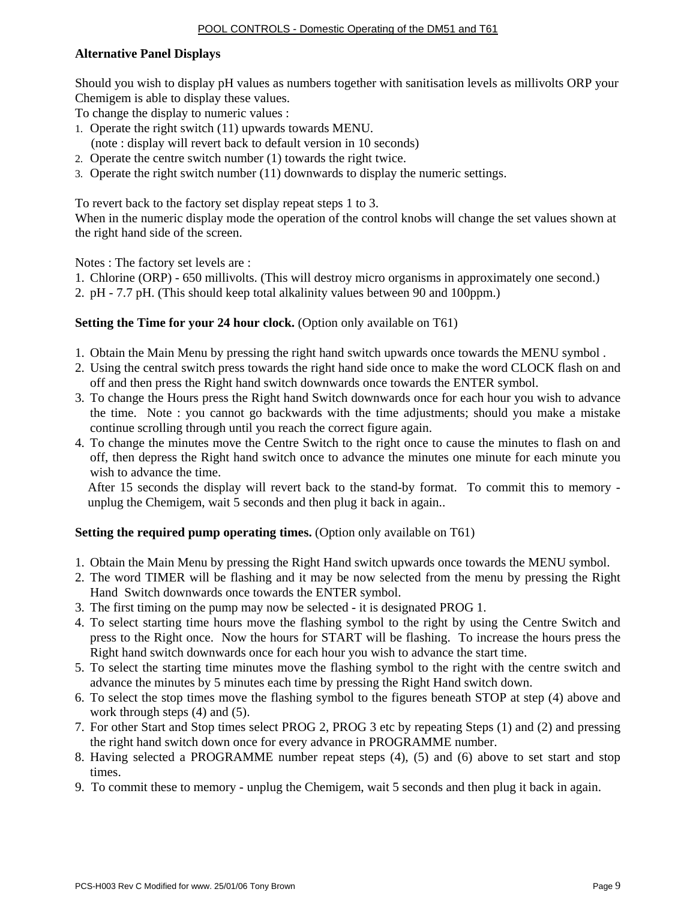## Alternative Panel Displays

Should you wish to display pH values as numbers together with sanitisation levels as millivolts ORP your Chemigem is able to display these values.
To change the display to numeric values :

1. Operate the right switch (11) upwards towards MENU.
   (note : display will revert back to default version in 10 seconds)
2. Operate the centre switch number (1) towards the right twice.
3. Operate the right switch number (11) downwards to display the numeric settings.

To revert back to the factory set display repeat steps 1 to 3.
When in the numeric display mode the operation of the control knobs will change the set values shown at the right hand side of the screen.

Notes : The factory set levels are :

1. Chlorine (ORP) - 650 millivolts. (This will destroy micro organisms in approximately one second.)
2. pH - 7.7 pH. (This should keep total alkalinity values between 90 and 100ppm.)

**Setting the Time for your 24 hour clock.** (Option only available on T61)

1. Obtain the Main Menu by pressing the right hand switch upwards once towards the MENU symbol .
2. Using the central switch press towards the right hand side once to make the word CLOCK flash on and off and then press the Right hand switch downwards once towards the ENTER symbol.
3. To change the Hours press the Right hand Switch downwards once for each hour you wish to advance the time. Note : you cannot go backwards with the time adjustments; should you make a mistake continue scrolling through until you reach the correct figure again.
4. To change the minutes move the Centre Switch to the right once to cause the minutes to flash on and off, then depress the Right hand switch once to advance the minutes one minute for each minute you wish to advance the time.
   After 15 seconds the display will revert back to the stand-by format. To commit this to memory - unplug the Chemigem, wait 5 seconds and then plug it back in again..

**Setting the required pump operating times.** (Option only available on T61)

1. Obtain the Main Menu by pressing the Right Hand switch upwards once towards the MENU symbol.
2. The word TIMER will be flashing and it may be now selected from the menu by pressing the Right Hand Switch downwards once towards the ENTER symbol.
3. The first timing on the pump may now be selected - it is designated PROG 1.
4. To select starting time hours move the flashing symbol to the right by using the Centre Switch and press to the Right once. Now the hours for START will be flashing. To increase the hours press the Right hand switch downwards once for each hour you wish to advance the start time.
5. To select the starting time minutes move the flashing symbol to the right with the centre switch and advance the minutes by 5 minutes each time by pressing the Right Hand switch down.
6. To select the stop times move the flashing symbol to the figures beneath STOP at step (4) above and work through steps (4) and (5).
7. For other Start and Stop times select PROG 2, PROG 3 etc by repeating Steps (1) and (2) and pressing the right hand switch down once for every advance in PROGRAMME number.
8. Having selected a PROGRAMME number repeat steps (4), (5) and (6) above to set start and stop times.
9. To commit these to memory - unplug the Chemigem, wait 5 seconds and then plug it back in again.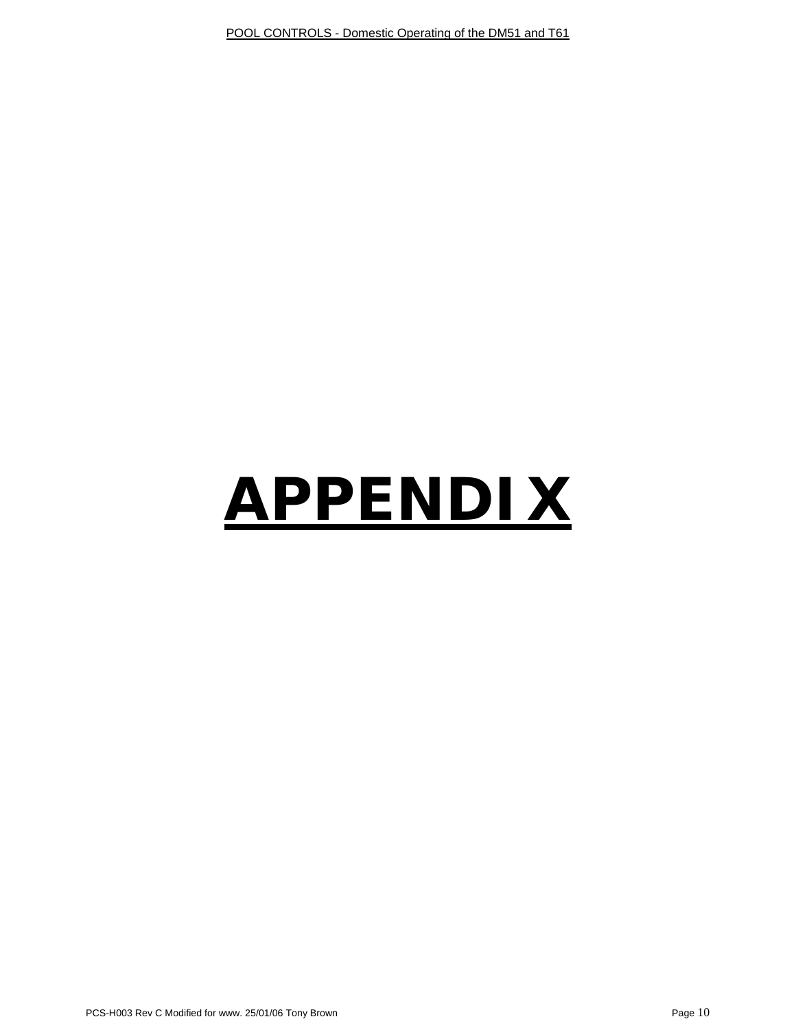# APPENDIX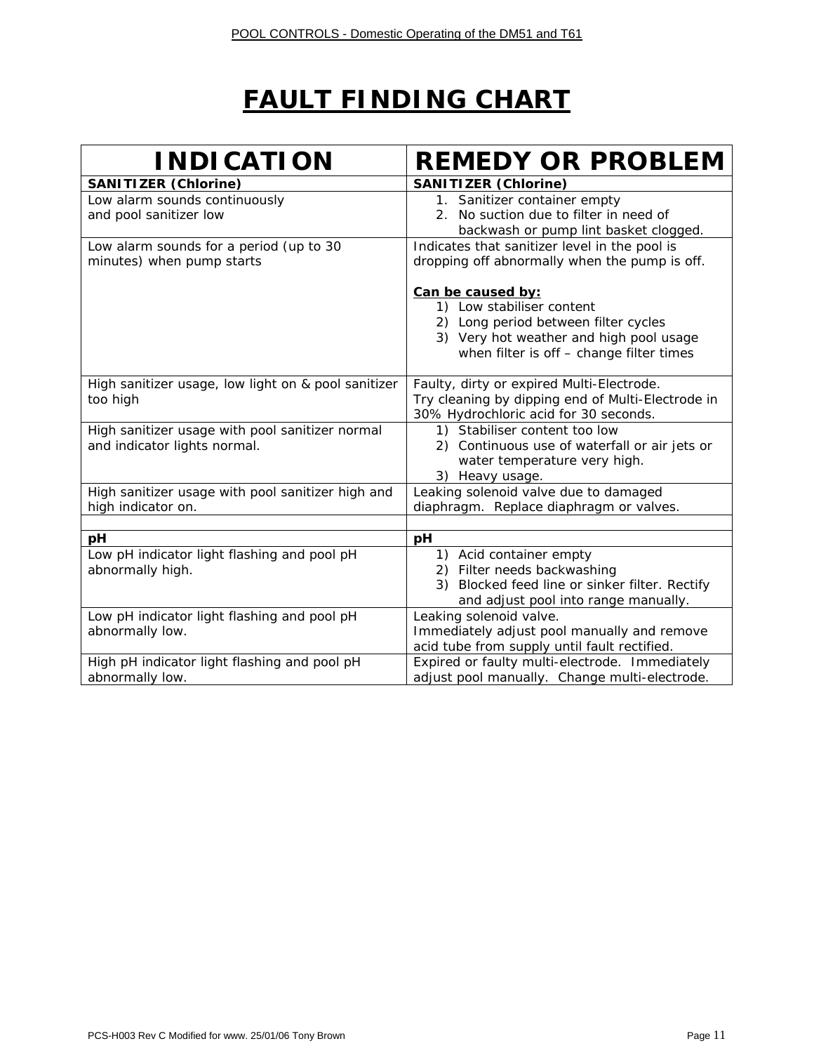# FAULT FINDING CHART

| INDICATION | REMEDY OR PROBLEM |
|---|---|
| **SANITIZER (Chlorine)** | **SANITIZER (Chlorine)** |
| Low alarm sounds continuously and pool sanitizer low | 1. Sanitizer container empty<br>2. No suction due to filter in need of backwash or pump lint basket clogged. |
| Low alarm sounds for a period (up to 30 minutes) when pump starts | Indicates that sanitizer level in the pool is dropping off abnormally when the pump is off.<br><br>**Can be caused by:**<br>1) Low stabiliser content<br>2) Long period between filter cycles<br>3) Very hot weather and high pool usage when filter is off – change filter times |
| High sanitizer usage, low light on & pool sanitizer too high | Faulty, dirty or expired Multi-Electrode.<br>Try cleaning by dipping end of Multi-Electrode in 30% Hydrochloric acid for 30 seconds. |
| High sanitizer usage with pool sanitizer normal and indicator lights normal. | 1) Stabiliser content too low<br>2) Continuous use of waterfall or air jets or water temperature very high.<br>3) Heavy usage. |
| High sanitizer usage with pool sanitizer high and high indicator on. | Leaking solenoid valve due to damaged diaphragm. Replace diaphragm or valves. |
| | |
| **pH** | **pH** |
| Low pH indicator light flashing and pool pH abnormally high. | 1) Acid container empty<br>2) Filter needs backwashing<br>3) Blocked feed line or sinker filter. Rectify and adjust pool into range manually. |
| Low pH indicator light flashing and pool pH abnormally low. | Leaking solenoid valve.<br>Immediately adjust pool manually and remove acid tube from supply until fault rectified. |
| High pH indicator light flashing and pool pH abnormally low. | Expired or faulty multi-electrode. Immediately adjust pool manually. Change multi-electrode. |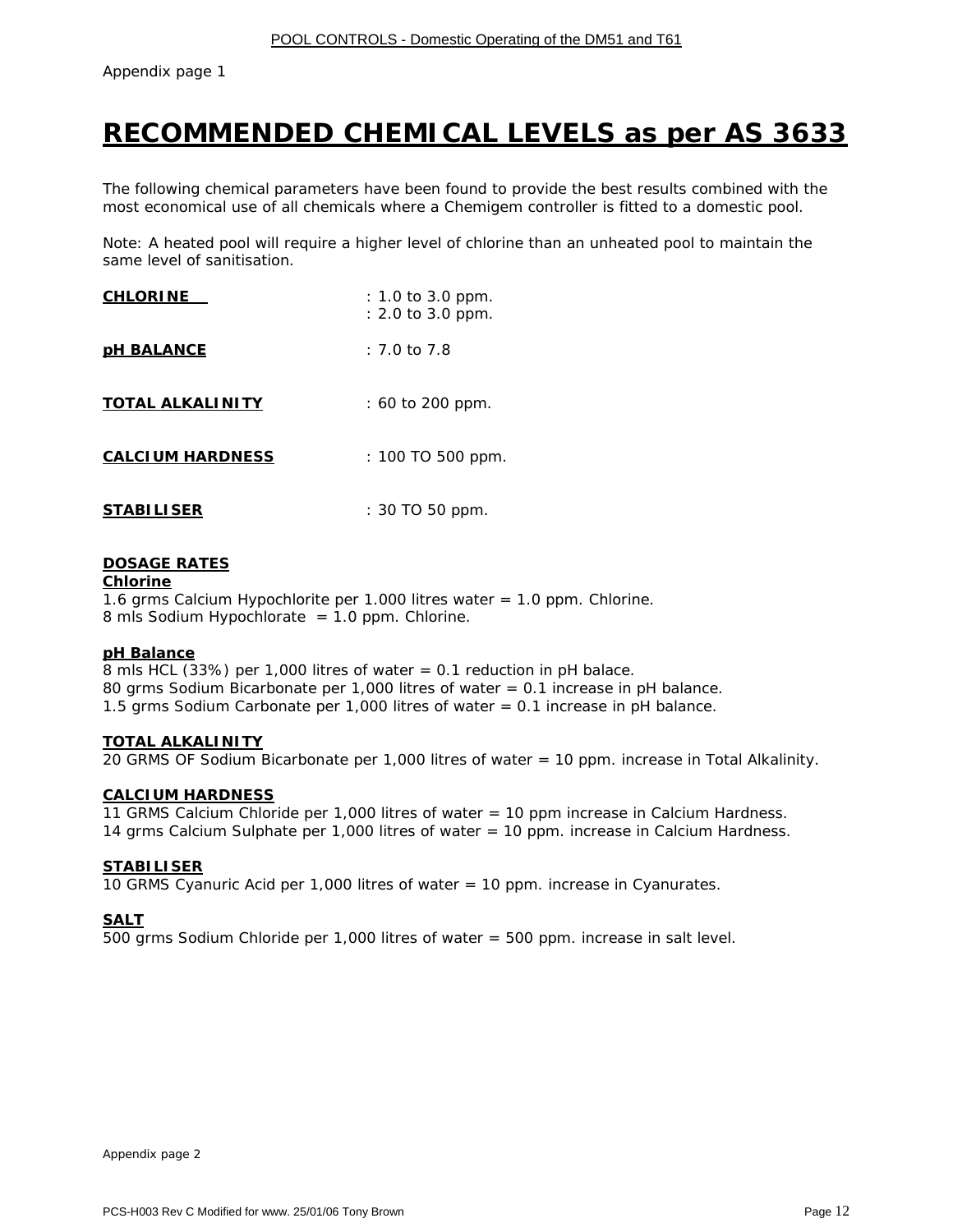Appendix page 1

# RECOMMENDED CHEMICAL LEVELS as per AS 3633

The following chemical parameters have been found to provide the best results combined with the most economical use of all chemicals where a Chemigem controller is fitted to a domestic pool.

Note: A heated pool will require a higher level of chlorine than an unheated pool to maintain the same level of sanitisation.

| | |
|---|---|
| **CHLORINE** | : 1.0 to 3.0 ppm.<br>: 2.0 to 3.0 ppm. |
| **pH BALANCE** | : 7.0 to 7.8 |
| **TOTAL ALKALINITY** | : 60 to 200 ppm. |
| **CALCIUM HARDNESS** | : 100 TO 500 ppm. |
| **STABILISER** | : 30 TO 50 ppm. |

**DOSAGE RATES**

**Chlorine**

1.6 grms Calcium Hypochlorite per 1.000 litres water = 1.0 ppm. Chlorine.
8 mls Sodium Hypochlorate = 1.0 ppm. Chlorine.

**pH Balance**

8 mls HCL (33%) per 1,000 litres of water = 0.1 reduction in pH balace.
80 grms Sodium Bicarbonate per 1,000 litres of water = 0.1 increase in pH balance.
1.5 grms Sodium Carbonate per 1,000 litres of water = 0.1 increase in pH balance.

**TOTAL ALKALINITY**

20 GRMS OF Sodium Bicarbonate per 1,000 litres of water = 10 ppm. increase in Total Alkalinity.

**CALCIUM HARDNESS**

11 GRMS Calcium Chloride per 1,000 litres of water = 10 ppm increase in Calcium Hardness.
14 grms Calcium Sulphate per 1,000 litres of water = 10 ppm. increase in Calcium Hardness.

**STABILISER**

10 GRMS Cyanuric Acid per 1,000 litres of water = 10 ppm. increase in Cyanurates.

**SALT**

500 grms Sodium Chloride per 1,000 litres of water = 500 ppm. increase in salt level.

Appendix page 2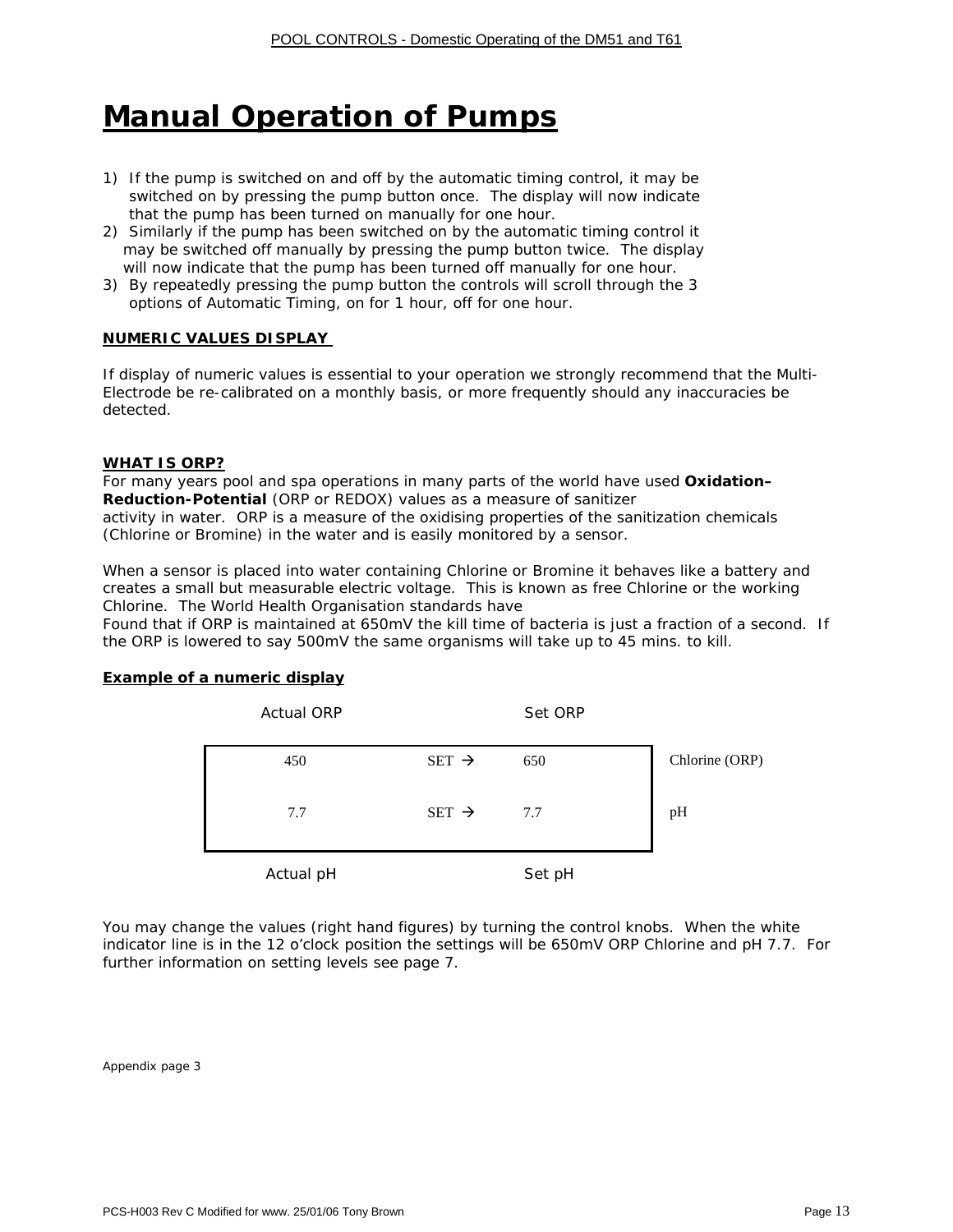# Manual Operation of Pumps

1) If the pump is switched on and off by the automatic timing control, it may be switched on by pressing the pump button once. The display will now indicate that the pump has been turned on manually for one hour.
2) Similarly if the pump has been switched on by the automatic timing control it may be switched off manually by pressing the pump button twice. The display will now indicate that the pump has been turned off manually for one hour.
3) By repeatedly pressing the pump button the controls will scroll through the 3 options of Automatic Timing, on for 1 hour, off for one hour.

**NUMERIC VALUES DISPLAY**

If display of numeric values is essential to your operation we strongly recommend that the Multi-Electrode be re-calibrated on a monthly basis, or more frequently should any inaccuracies be detected.

**WHAT IS ORP?**

For many years pool and spa operations in many parts of the world have used **Oxidation–Reduction-Potential** (ORP or REDOX) values as a measure of sanitizer activity in water. ORP is a measure of the oxidising properties of the sanitization chemicals (Chlorine or Bromine) in the water and is easily monitored by a sensor.

When a sensor is placed into water containing Chlorine or Bromine it behaves like a battery and creates a small but measurable electric voltage. This is known as free Chlorine or the working Chlorine. The World Health Organisation standards have Found that if ORP is maintained at 650mV the kill time of bacteria is just a fraction of a second. If the ORP is lowered to say 500mV the same organisms will take up to 45 mins. to kill.

**Example of a numeric display**

| Actual ORP | | Set ORP | |
|---|---|---|---|
| 450 | SET → | 650 | Chlorine (ORP) |
| 7.7 | SET → | 7.7 | pH |
| Actual pH | | Set pH | |

You may change the values (right hand figures) by turning the control knobs. When the white indicator line is in the 12 o'clock position the settings will be 650mV ORP Chlorine and pH 7.7. For further information on setting levels see page 7.

Appendix page 3